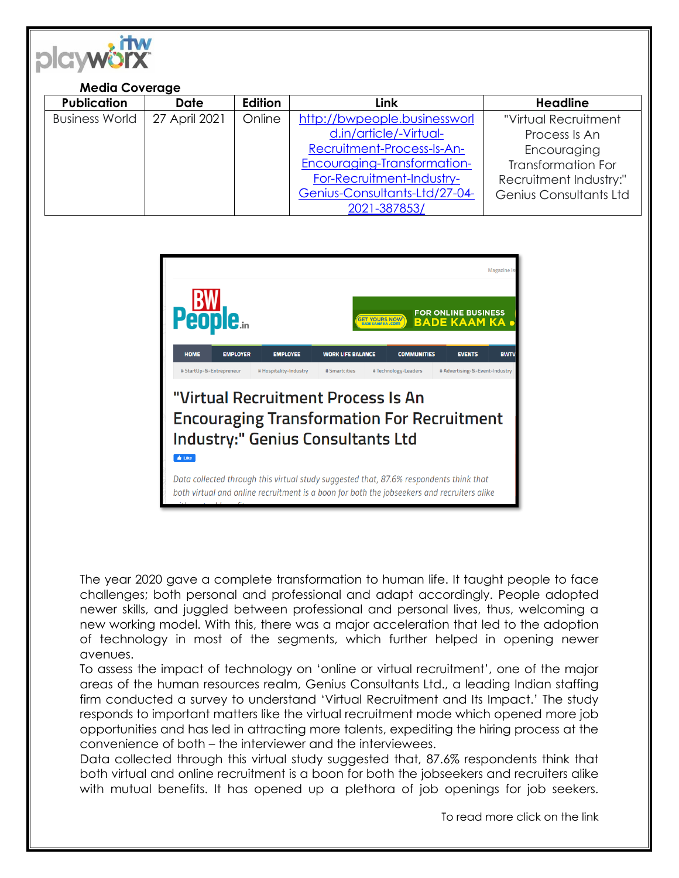**Media Coverage**

| Publication | Date | Edition | Link | Headline |
|---|---|---|---|---|
| Business World | 27 April 2021 | Online | http://bwpeople.businessworld.in/article/-Virtual-Recruitment-Process-Is-An-Encouraging-Transformation-For-Recruitment-Industry-Genius-Consultants-Ltd/27-04-2021-387853/ | "Virtual Recruitment Process Is An Encouraging Transformation For Recruitment Industry:" Genius Consultants Ltd |

The year 2020 gave a complete transformation to human life. It taught people to face challenges; both personal and professional and adapt accordingly. People adopted newer skills, and juggled between professional and personal lives, thus, welcoming a new working model. With this, there was a major acceleration that led to the adoption of technology in most of the segments, which further helped in opening newer avenues.

To assess the impact of technology on 'online or virtual recruitment', one of the major areas of the human resources realm, Genius Consultants Ltd., a leading Indian staffing firm conducted a survey to understand 'Virtual Recruitment and Its Impact.' The study responds to important matters like the virtual recruitment mode which opened more job opportunities and has led in attracting more talents, expediting the hiring process at the convenience of both – the interviewer and the interviewees.

Data collected through this virtual study suggested that, 87.6% respondents think that both virtual and online recruitment is a boon for both the jobseekers and recruiters alike with mutual benefits. It has opened up a plethora of job openings for job seekers.

To read more click on the link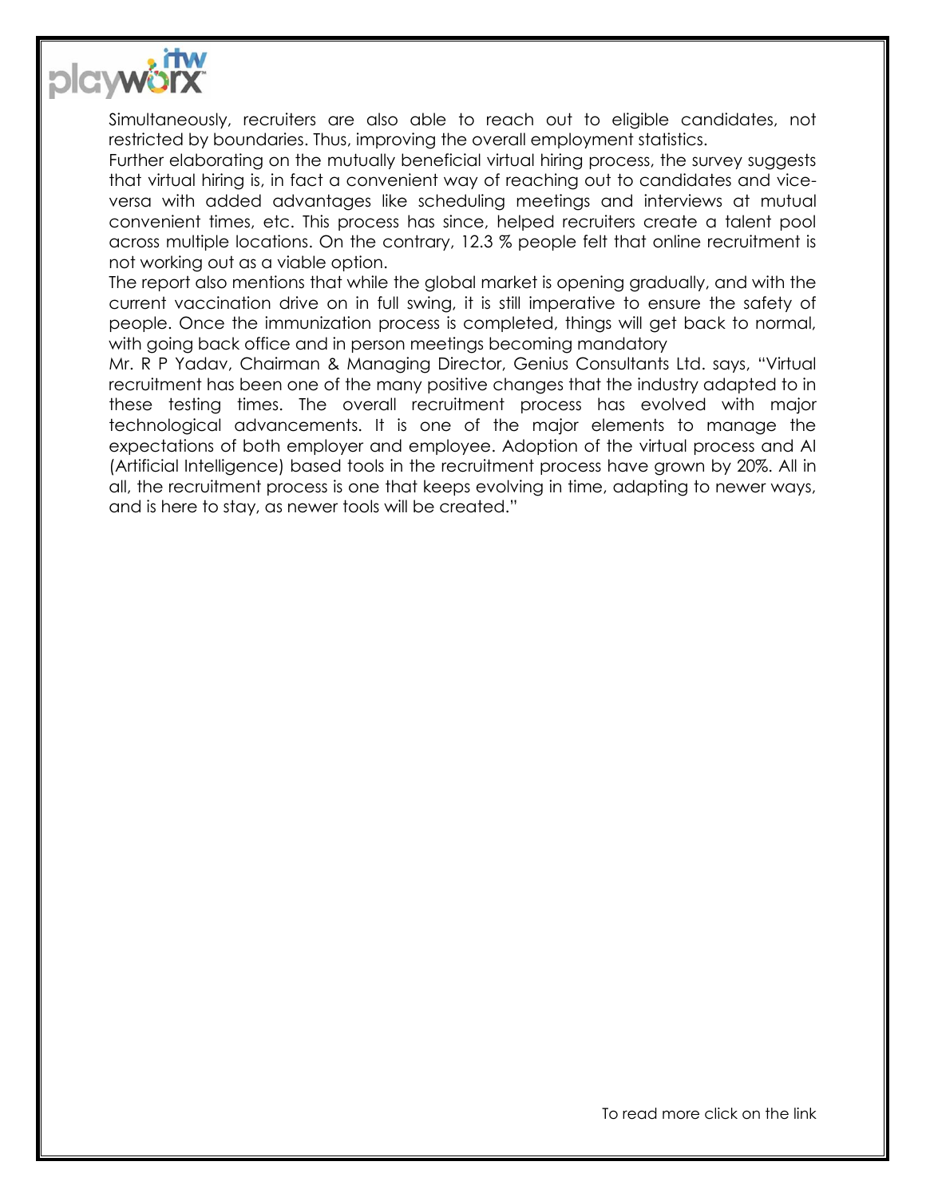Simultaneously, recruiters are also able to reach out to eligible candidates, not restricted by boundaries. Thus, improving the overall employment statistics.

Further elaborating on the mutually beneficial virtual hiring process, the survey suggests that virtual hiring is, in fact a convenient way of reaching out to candidates and vice-versa with added advantages like scheduling meetings and interviews at mutual convenient times, etc. This process has since, helped recruiters create a talent pool across multiple locations. On the contrary, 12.3 % people felt that online recruitment is not working out as a viable option.

The report also mentions that while the global market is opening gradually, and with the current vaccination drive on in full swing, it is still imperative to ensure the safety of people. Once the immunization process is completed, things will get back to normal, with going back office and in person meetings becoming mandatory

Mr. R P Yadav, Chairman & Managing Director, Genius Consultants Ltd. says, "Virtual recruitment has been one of the many positive changes that the industry adapted to in these testing times. The overall recruitment process has evolved with major technological advancements. It is one of the major elements to manage the expectations of both employer and employee. Adoption of the virtual process and AI (Artificial Intelligence) based tools in the recruitment process have grown by 20%. All in all, the recruitment process is one that keeps evolving in time, adapting to newer ways, and is here to stay, as newer tools will be created."

To read more click on the link